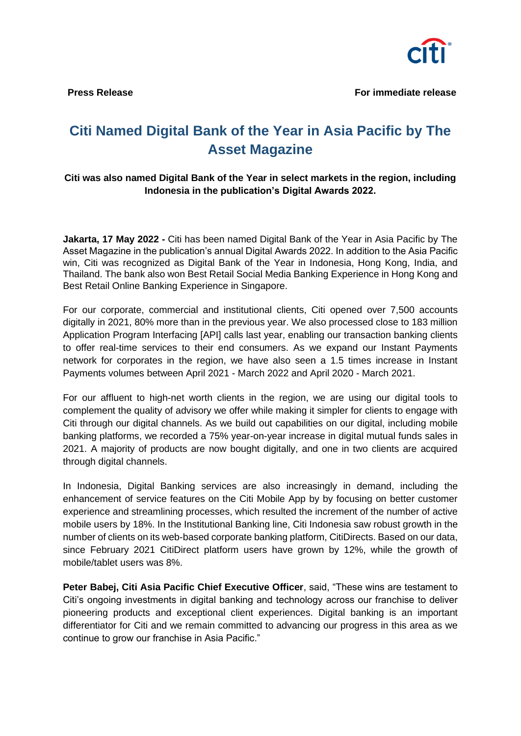**Press Release** **For immediate release**

# Citi Named Digital Bank of the Year in Asia Pacific by The Asset Magazine

**Citi was also named Digital Bank of the Year in select markets in the region, including Indonesia in the publication's Digital Awards 2022.**

**Jakarta, 17 May 2022 -** Citi has been named Digital Bank of the Year in Asia Pacific by The Asset Magazine in the publication's annual Digital Awards 2022. In addition to the Asia Pacific win, Citi was recognized as Digital Bank of the Year in Indonesia, Hong Kong, India, and Thailand. The bank also won Best Retail Social Media Banking Experience in Hong Kong and Best Retail Online Banking Experience in Singapore.

For our corporate, commercial and institutional clients, Citi opened over 7,500 accounts digitally in 2021, 80% more than in the previous year. We also processed close to 183 million Application Program Interfacing [API] calls last year, enabling our transaction banking clients to offer real-time services to their end consumers. As we expand our Instant Payments network for corporates in the region, we have also seen a 1.5 times increase in Instant Payments volumes between April 2021 - March 2022 and April 2020 - March 2021.

For our affluent to high-net worth clients in the region, we are using our digital tools to complement the quality of advisory we offer while making it simpler for clients to engage with Citi through our digital channels. As we build out capabilities on our digital, including mobile banking platforms, we recorded a 75% year-on-year increase in digital mutual funds sales in 2021. A majority of products are now bought digitally, and one in two clients are acquired through digital channels.

In Indonesia, Digital Banking services are also increasingly in demand, including the enhancement of service features on the Citi Mobile App by by focusing on better customer experience and streamlining processes, which resulted the increment of the number of active mobile users by 18%. In the Institutional Banking line, Citi Indonesia saw robust growth in the number of clients on its web-based corporate banking platform, CitiDirects. Based on our data, since February 2021 CitiDirect platform users have grown by 12%, while the growth of mobile/tablet users was 8%.

**Peter Babej, Citi Asia Pacific Chief Executive Officer**, said, "These wins are testament to Citi's ongoing investments in digital banking and technology across our franchise to deliver pioneering products and exceptional client experiences. Digital banking is an important differentiator for Citi and we remain committed to advancing our progress in this area as we continue to grow our franchise in Asia Pacific."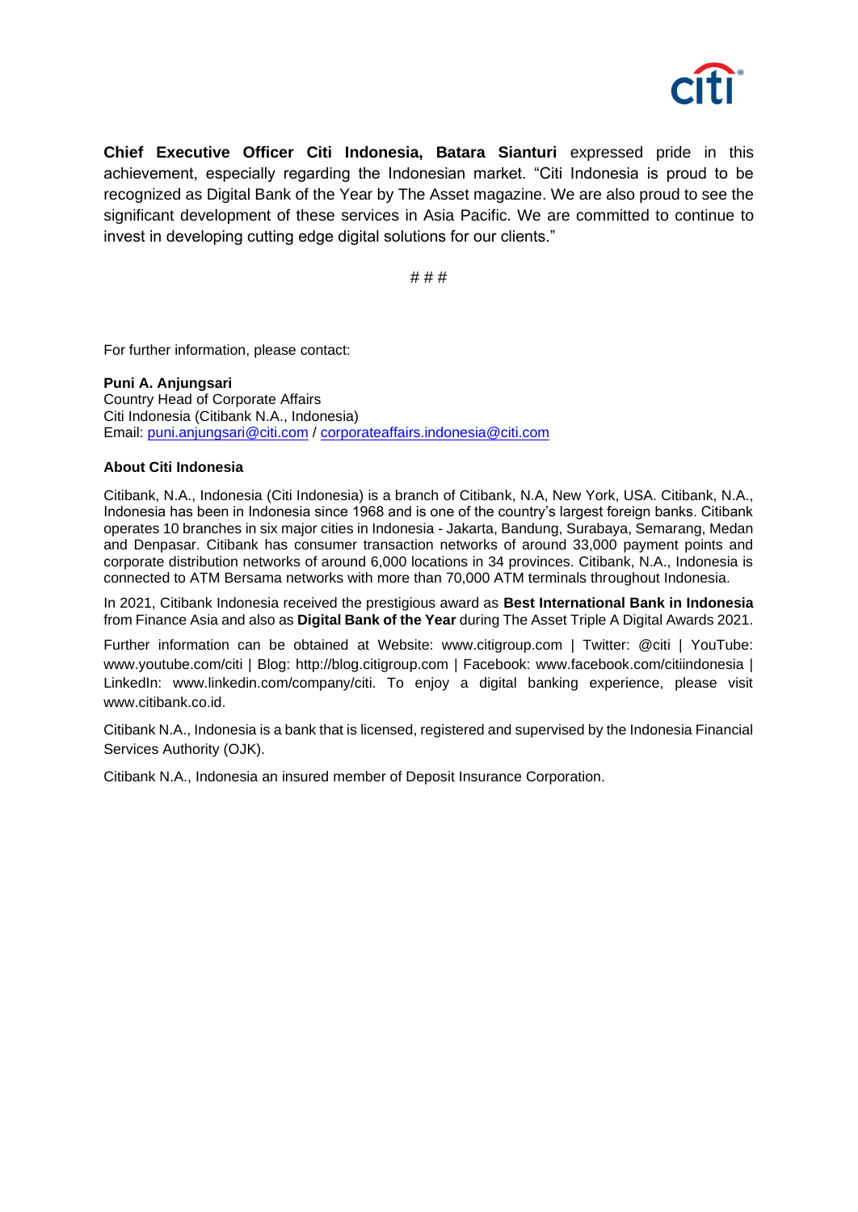**Chief Executive Officer Citi Indonesia, Batara Sianturi** expressed pride in this achievement, especially regarding the Indonesian market. "Citi Indonesia is proud to be recognized as Digital Bank of the Year by The Asset magazine. We are also proud to see the significant development of these services in Asia Pacific. We are committed to continue to invest in developing cutting edge digital solutions for our clients."

# # #

For further information, please contact:

**Puni A. Anjungsari**
Country Head of Corporate Affairs
Citi Indonesia (Citibank N.A., Indonesia)
Email: puni.anjungsari@citi.com / corporateaffairs.indonesia@citi.com

**About Citi Indonesia**

Citibank, N.A., Indonesia (Citi Indonesia) is a branch of Citibank, N.A, New York, USA. Citibank, N.A., Indonesia has been in Indonesia since 1968 and is one of the country's largest foreign banks. Citibank operates 10 branches in six major cities in Indonesia - Jakarta, Bandung, Surabaya, Semarang, Medan and Denpasar. Citibank has consumer transaction networks of around 33,000 payment points and corporate distribution networks of around 6,000 locations in 34 provinces. Citibank, N.A., Indonesia is connected to ATM Bersama networks with more than 70,000 ATM terminals throughout Indonesia.

In 2021, Citibank Indonesia received the prestigious award as **Best International Bank in Indonesia** from Finance Asia and also as **Digital Bank of the Year** during The Asset Triple A Digital Awards 2021.

Further information can be obtained at Website: www.citigroup.com | Twitter: @citi | YouTube: www.youtube.com/citi | Blog: http://blog.citigroup.com | Facebook: www.facebook.com/citiindonesia | LinkedIn: www.linkedin.com/company/citi. To enjoy a digital banking experience, please visit www.citibank.co.id.

Citibank N.A., Indonesia is a bank that is licensed, registered and supervised by the Indonesia Financial Services Authority (OJK).

Citibank N.A., Indonesia an insured member of Deposit Insurance Corporation.